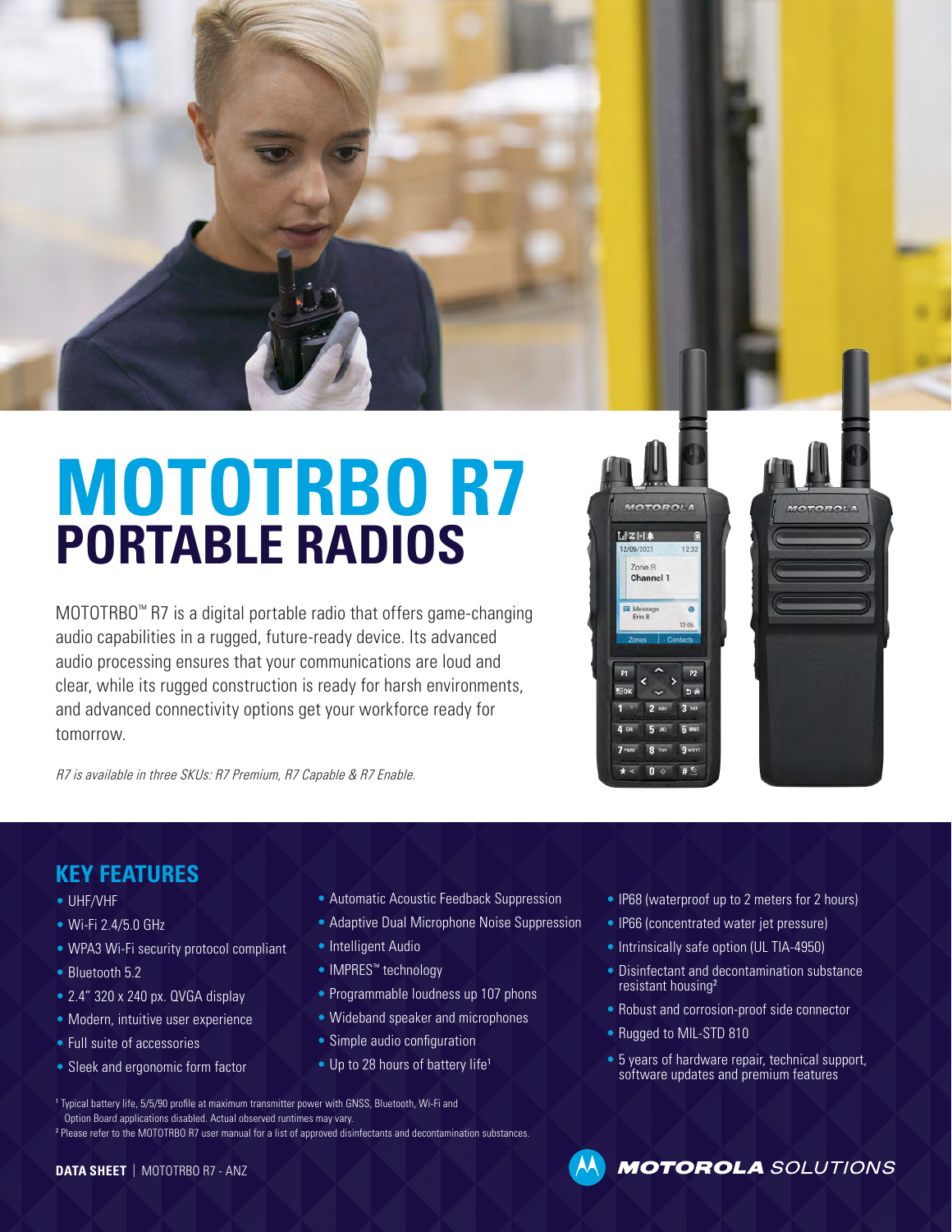# MOTOTRBO R7
## PORTABLE RADIOS

MOTOTRBO™ R7 is a digital portable radio that offers game-changing audio capabilities in a rugged, future-ready device. Its advanced audio processing ensures that your communications are loud and clear, while its rugged construction is ready for harsh environments, and advanced connectivity options get your workforce ready for tomorrow.

*R7 is available in three SKUs: R7 Premium, R7 Capable & R7 Enable.*

## KEY FEATURES

- UHF/VHF
- Wi-Fi 2.4/5.0 GHz
- WPA3 Wi-Fi security protocol compliant
- Bluetooth 5.2
- 2.4" 320 x 240 px. QVGA display
- Modern, intuitive user experience
- Full suite of accessories
- Sleek and ergonomic form factor
- Automatic Acoustic Feedback Suppression
- Adaptive Dual Microphone Noise Suppression
- Intelligent Audio
- IMPRES™ technology
- Programmable loudness up 107 phons
- Wideband speaker and microphones
- Simple audio configuration
- Up to 28 hours of battery life[1]
- IP68 (waterproof up to 2 meters for 2 hours)
- IP66 (concentrated water jet pressure)
- Intrinsically safe option (UL TIA-4950)
- Disinfectant and decontamination substance resistant housing[2]
- Robust and corrosion-proof side connector
- Rugged to MIL-STD 810
- 5 years of hardware repair, technical support, software updates and premium features

[1] Typical battery life, 5/5/90 profile at maximum transmitter power with GNSS, Bluetooth, Wi-Fi and Option Board applications disabled. Actual observed runtimes may vary.
[2] Please refer to the MOTOTRBO R7 user manual for a list of approved disinfectants and decontamination substances.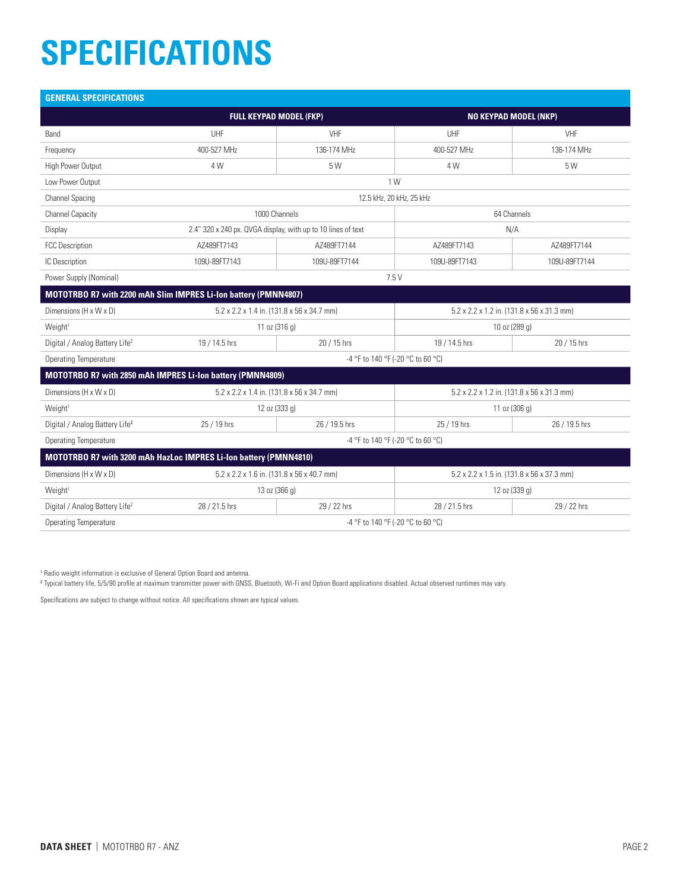# SPECIFICATIONS

| GENERAL SPECIFICATIONS | | | | |
|---|---|---|---|---|
| | FULL KEYPAD MODEL (FKP) | | NO KEYPAD MODEL (NKP) | |
| Band | UHF | VHF | UHF | VHF |
| Frequency | 400-527 MHz | 136-174 MHz | 400-527 MHz | 136-174 MHz |
| High Power Output | 4 W | 5 W | 4 W | 5 W |
| Low Power Output | 1 W | | | |
| Channel Spacing | 12.5 kHz, 20 kHz, 25 kHz | | | |
| Channel Capacity | 1000 Channels | | 64 Channels | |
| Display | 2.4" 320 x 240 px. QVGA display, with up to 10 lines of text | | N/A | |
| FCC Description | AZ489FT7143 | AZ489FT7144 | AZ489FT7143 | AZ489FT7144 |
| IC Description | 109U-89FT7143 | 109U-89FT7144 | 109U-89FT7143 | 109U-89FT7144 |
| Power Supply (Nominal) | 7.5 V | | | |
| **MOTOTRBO R7 with 2200 mAh Slim IMPRES Li-Ion battery (PMNN4807)** | | | | |
| Dimensions (H x W x D) | 5.2 x 2.2 x 1.4 in. (131.8 x 56 x 34.7 mm) | | 5.2 x 2.2 x 1.2 in. (131.8 x 56 x 31.3 mm) | |
| Weight[1] | 11 oz (316 g) | | 10 oz (289 g) | |
| Digital / Analog Battery Life[2] | 19 / 14.5 hrs | 20 / 15 hrs | 19 / 14.5 hrs | 20 / 15 hrs |
| Operating Temperature | -4 °F to 140 °F (-20 °C to 60 °C) | | | |
| **MOTOTRBO R7 with 2850 mAh IMPRES Li-Ion battery (PMNN4809)** | | | | |
| Dimensions (H x W x D) | 5.2 x 2.2 x 1.4 in. (131.8 x 56 x 34.7 mm) | | 5.2 x 2.2 x 1.2 in. (131.8 x 56 x 31.3 mm) | |
| Weight[1] | 12 oz (333 g) | | 11 oz (306 g) | |
| Digital / Analog Battery Life[2] | 25 / 19 hrs | 26 / 19.5 hrs | 25 / 19 hrs | 26 / 19.5 hrs |
| Operating Temperature | -4 °F to 140 °F (-20 °C to 60 °C) | | | |
| **MOTOTRBO R7 with 3200 mAh HazLoc IMPRES Li-Ion battery (PMNN4810)** | | | | |
| Dimensions (H x W x D) | 5.2 x 2.2 x 1.6 in. (131.8 x 56 x 40.7 mm) | | 5.2 x 2.2 x 1.5 in. (131.8 x 56 x 37.3 mm) | |
| Weight[1] | 13 oz (366 g) | | 12 oz (339 g) | |
| Digital / Analog Battery Life[2] | 28 / 21.5 hrs | 29 / 22 hrs | 28 / 21.5 hrs | 29 / 22 hrs |
| Operating Temperature | -4 °F to 140 °F (-20 °C to 60 °C) | | | |

[1] Radio weight information is exclusive of General Option Board and antenna.

[2] Typical battery life, 5/5/90 profile at maximum transmitter power with GNSS, Bluetooth, Wi-Fi and Option Board applications disabled. Actual observed runtimes may vary.

Specifications are subject to change without notice. All specifications shown are typical values.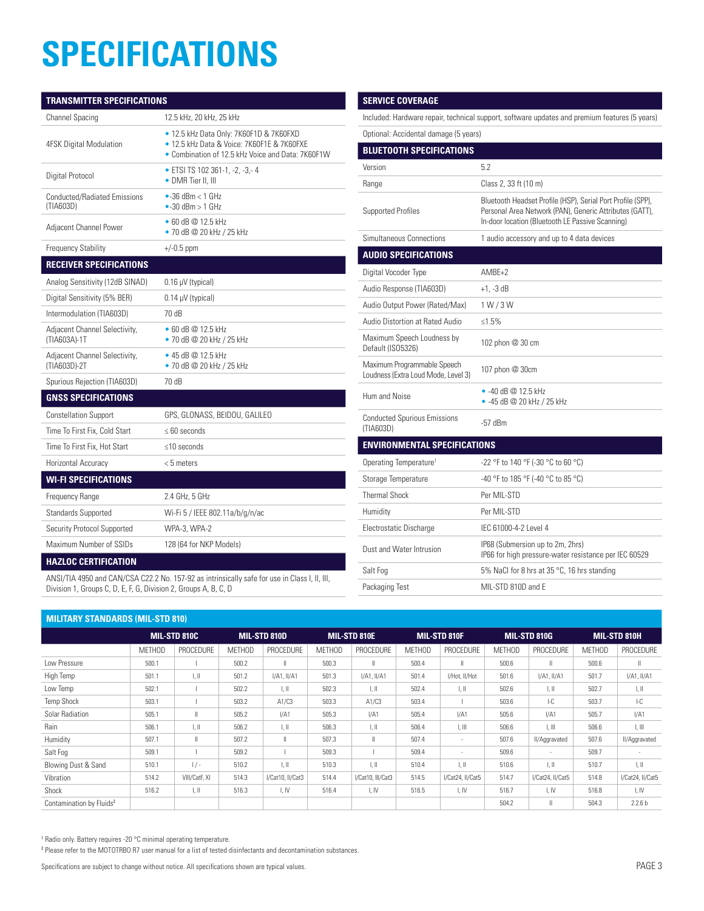# SPECIFICATIONS

## TRANSMITTER SPECIFICATIONS

| | |
|---|---|
| Channel Spacing | 12.5 kHz, 20 kHz, 25 kHz |
| 4FSK Digital Modulation | • 12.5 kHz Data Only: 7K60F1D & 7K60FXD<br>• 12.5 kHz Data & Voice: 7K60F1E & 7K60FXE<br>• Combination of 12.5 kHz Voice and Data: 7K60F1W |
| Digital Protocol | • ETSI TS 102 361-1, -2, -3,- 4<br>• DMR Tier II, III |
| Conducted/Radiated Emissions (TIA603D) | •-36 dBm < 1 GHz<br>•-30 dBm > 1 GHz |
| Adjacent Channel Power | • 60 dB @ 12.5 kHz<br>• 70 dB @ 20 kHz / 25 kHz |
| Frequency Stability | +/-0.5 ppm |

## RECEIVER SPECIFICATIONS

| | |
|---|---|
| Analog Sensitivity (12dB SINAD) | 0.16 µV (typical) |
| Digital Sensitivity (5% BER) | 0.14 µV (typical) |
| Intermodulation (TIA603D) | 70 dB |
| Adjacent Channel Selectivity, (TIA603A)-1T | • 60 dB @ 12.5 kHz<br>• 70 dB @ 20 kHz / 25 kHz |
| Adjacent Channel Selectivity, (TIA603D)-2T | • 45 dB @ 12.5 kHz<br>• 70 dB @ 20 kHz / 25 kHz |
| Spurious Rejection (TIA603D) | 70 dB |

## GNSS SPECIFICATIONS

| | |
|---|---|
| Constellation Support | GPS, GLONASS, BEIDOU, GALILEO |
| Time To First Fix, Cold Start | ≤ 60 seconds |
| Time To First Fix, Hot Start | ≤10 seconds |
| Horizontal Accuracy | < 5 meters |

## WI-FI SPECIFICATIONS

| | |
|---|---|
| Frequency Range | 2.4 GHz, 5 GHz |
| Standards Supported | Wi-Fi 5 / IEEE 802.11a/b/g/n/ac |
| Security Protocol Supported | WPA-3, WPA-2 |
| Maximum Number of SSIDs | 128 (64 for NKP Models) |

## HAZLOC CERTIFICATION

ANSI/TIA 4950 and CAN/CSA C22.2 No. 157-92 as intrinsically safe for use in Class I, II, III, Division 1, Groups C, D, E, F, G, Division 2, Groups A, B, C, D

## SERVICE COVERAGE

Included: Hardware repair, technical support, software updates and premium features (5 years)

Optional: Accidental damage (5 years)

## BLUETOOTH SPECIFICATIONS

| | |
|---|---|
| Version | 5.2 |
| Range | Class 2, 33 ft (10 m) |
| Supported Profiles | Bluetooth Headset Profile (HSP), Serial Port Profile (SPP), Personal Area Network (PAN), Generic Attributes (GATT), In-door location (Bluetooth LE Passive Scanning) |
| Simultaneous Connections | 1 audio accessory and up to 4 data devices |

## AUDIO SPECIFICATIONS

| | |
|---|---|
| Digital Vocoder Type | AMBE+2 |
| Audio Response (TIA603D) | +1, -3 dB |
| Audio Output Power (Rated/Max) | 1 W / 3 W |
| Audio Distortion at Rated Audio | ≤1.5% |
| Maximum Speech Loudness by Default (ISO5326) | 102 phon @ 30 cm |
| Maximum Programmable Speech Loudness (Extra Loud Mode, Level 3) | 107 phon @ 30cm |
| Hum and Noise | • -40 dB @ 12.5 kHz<br>• -45 dB @ 20 kHz / 25 kHz |
| Conducted Spurious Emissions (TIA603D) | -57 dBm |

## ENVIRONMENTAL SPECIFICATIONS

| | |
|---|---|
| Operating Temperature[1] | -22 °F to 140 °F (-30 °C to 60 °C) |
| Storage Temperature | -40 °F to 185 °F (-40 °C to 85 °C) |
| Thermal Shock | Per MIL-STD |
| Humidity | Per MIL-STD |
| Electrostatic Discharge | IEC 61000-4-2 Level 4 |
| Dust and Water Intrusion | IP68 (Submersion up to 2m, 2hrs)<br>IP66 for high pressure-water resistance per IEC 60529 |
| Salt Fog | 5% NaCl for 8 hrs at 35 °C, 16 hrs standing |
| Packaging Test | MIL-STD 810D and E |

## MILITARY STANDARDS (MIL-STD 810)

| | MIL-STD 810C | | MIL-STD 810D | | MIL-STD 810E | | MIL-STD 810F | | MIL-STD 810G | | MIL-STD 810H | |
|---|---|---|---|---|---|---|---|---|---|---|---|---|
| | METHOD | PROCEDURE | METHOD | PROCEDURE | METHOD | PROCEDURE | METHOD | PROCEDURE | METHOD | PROCEDURE | METHOD | PROCEDURE |
| Low Pressure | 500.1 | I | 500.2 | II | 500.3 | II | 500.4 | II | 500.6 | II | 500.6 | II |
| High Temp | 501.1 | I, II | 501.2 | I/A1, II/A1 | 501.3 | I/A1, II/A1 | 501.4 | I/Hot, II/Hot | 501.6 | I/A1, II/A1 | 501.7 | I/A1, II/A1 |
| Low Temp | 502.1 | I | 502.2 | I, II | 502.3 | I, II | 502.4 | I, II | 502.6 | I, II | 502.7 | I, II |
| Temp Shock | 503.1 | I | 503.2 | A1/C3 | 503.3 | A1/C3 | 503.4 | I | 503.6 | I-C | 503.7 | I-C |
| Solar Radiation | 505.1 | II | 505.2 | I/A1 | 505.3 | I/A1 | 505.4 | I/A1 | 505.6 | I/A1 | 505.7 | I/A1 |
| Rain | 506.1 | I, II | 506.2 | I, II | 506.3 | I, II | 506.4 | I, III | 506.6 | I, III | 506.6 | I, III |
| Humidity | 507.1 | II | 507.2 | II | 507.3 | II | 507.4 | - | 507.6 | II/Aggravated | 507.6 | II/Aggravated |
| Salt Fog | 509.1 | I | 509.2 | I | 509.3 | I | 509.4 | - | 509.6 | - | 509.7 | - |
| Blowing Dust & Sand | 510.1 | I / - | 510.2 | I, II | 510.3 | I, II | 510.4 | I, II | 510.6 | I, II | 510.7 | I, II |
| Vibration | 514.2 | VIII/CatF, XI | 514.3 | I/Cat10, II/Cat3 | 514.4 | I/Cat10, III/Cat3 | 514.5 | I/Cat24, II/Cat5 | 514.7 | I/Cat24, II/Cat5 | 514.8 | I/Cat24, II/Cat5 |
| Shock | 516.2 | I, II | 516.3 | I, IV | 516.4 | I, IV | 516.5 | I, IV | 516.7 | I, IV | 516.8 | I, IV |
| Contamination by Fluids[2] | | | | | | | | | 504.2 | II | 504.3 | 2.2.6 b |

[1] Radio only. Battery requires -20 °C minimal operating temperature.

[2] Please refer to the MOTOTRBO R7 user manual for a list of tested disinfectants and decontamination substances.

Specifications are subject to change without notice. All specifications shown are typical values.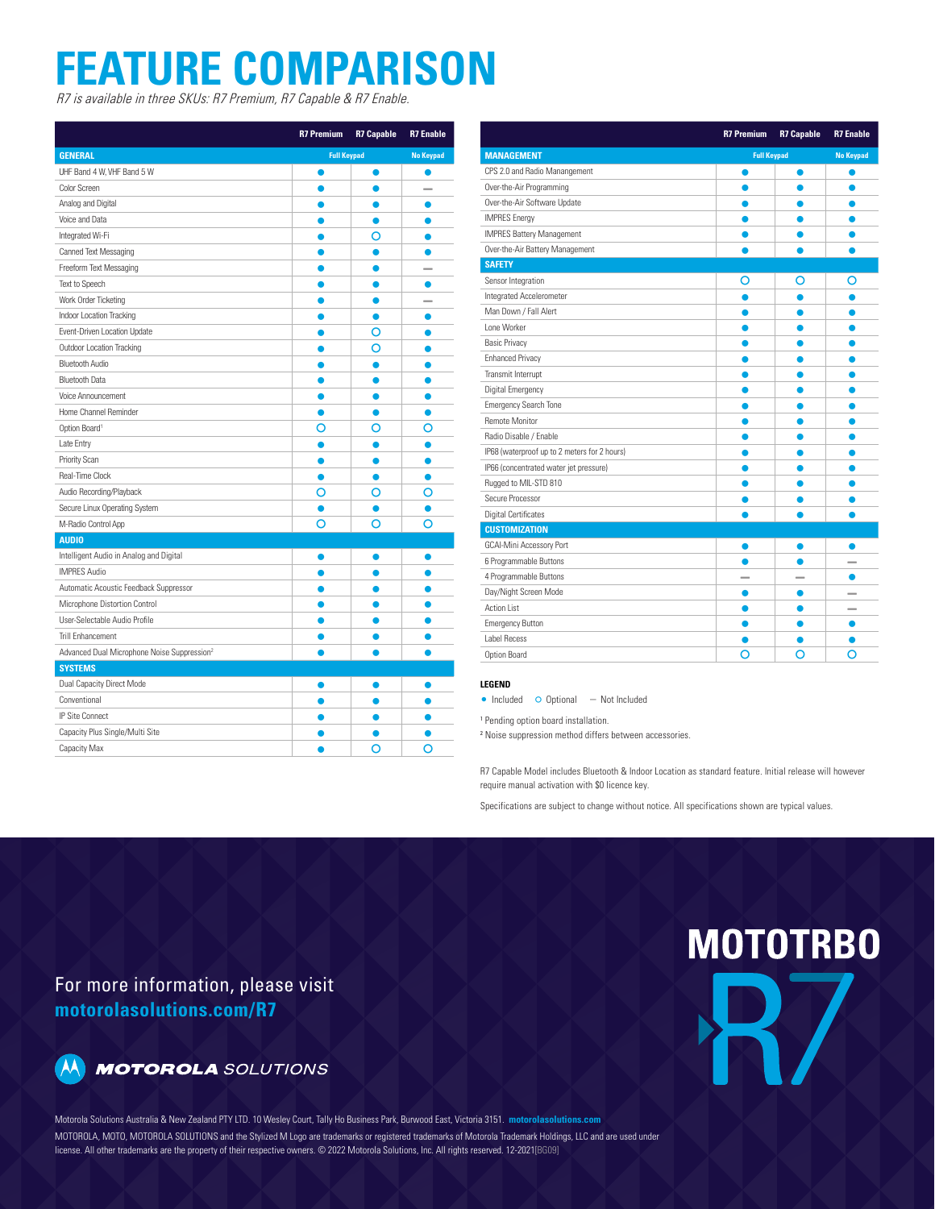# FEATURE COMPARISON

*R7 is available in three SKUs: R7 Premium, R7 Capable & R7 Enable.*

| | R7 Premium | R7 Capable | R7 Enable |
|---|---|---|---|
| **GENERAL** | Full Keypad | | No Keypad |
| UHF Band 4 W, VHF Band 5 W | ● | ● | ● |
| Color Screen | ● | ● | — |
| Analog and Digital | ● | ● | ● |
| Voice and Data | ● | ● | ● |
| Integrated Wi-Fi | ● | ○ | ● |
| Canned Text Messaging | ● | ● | ● |
| Freeform Text Messaging | ● | ● | — |
| Text to Speech | ● | ● | ● |
| Work Order Ticketing | ● | ● | — |
| Indoor Location Tracking | ● | ● | ● |
| Event-Driven Location Update | ● | ○ | ● |
| Outdoor Location Tracking | ● | ○ | ● |
| Bluetooth Audio | ● | ● | ● |
| Bluetooth Data | ● | ● | ● |
| Voice Announcement | ● | ● | ● |
| Home Channel Reminder | ● | ● | ● |
| Option Board[1] | ○ | ○ | ○ |
| Late Entry | ● | ● | ● |
| Priority Scan | ● | ● | ● |
| Real-Time Clock | ● | ● | ● |
| Audio Recording/Playback | ○ | ○ | ○ |
| Secure Linux Operating System | ● | ● | ● |
| M-Radio Control App | ○ | ○ | ○ |
| **AUDIO** | | | |
| Intelligent Audio in Analog and Digital | ● | ● | ● |
| IMPRES Audio | ● | ● | ● |
| Automatic Acoustic Feedback Suppressor | ● | ● | ● |
| Microphone Distortion Control | ● | ● | ● |
| User-Selectable Audio Profile | ● | ● | ● |
| Trill Enhancement | ● | ● | ● |
| Advanced Dual Microphone Noise Suppression[2] | ● | ● | ● |
| **SYSTEMS** | | | |
| Dual Capacity Direct Mode | ● | ● | ● |
| Conventional | ● | ● | ● |
| IP Site Connect | ● | ● | ● |
| Capacity Plus Single/Multi Site | ● | ● | ● |
| Capacity Max | ● | ○ | ○ |

| | R7 Premium | R7 Capable | R7 Enable |
|---|---|---|---|
| **MANAGEMENT** | Full Keypad | | No Keypad |
| CPS 2.0 and Radio Manangement | ● | ● | ● |
| Over-the-Air Programming | ● | ● | ● |
| Over-the-Air Software Update | ● | ● | ● |
| IMPRES Energy | ● | ● | ● |
| IMPRES Battery Management | ● | ● | ● |
| Over-the-Air Battery Management | ● | ● | ● |
| **SAFETY** | | | |
| Sensor Integration | ○ | ○ | ○ |
| Integrated Accelerometer | ● | ● | ● |
| Man Down / Fall Alert | ● | ● | ● |
| Lone Worker | ● | ● | ● |
| Basic Privacy | ● | ● | ● |
| Enhanced Privacy | ● | ● | ● |
| Transmit Interrupt | ● | ● | ● |
| Digital Emergency | ● | ● | ● |
| Emergency Search Tone | ● | ● | ● |
| Remote Monitor | ● | ● | ● |
| Radio Disable / Enable | ● | ● | ● |
| IP68 (waterproof up to 2 meters for 2 hours) | ● | ● | ● |
| IP66 (concentrated water jet pressure) | ● | ● | ● |
| Rugged to MIL-STD 810 | ● | ● | ● |
| Secure Processor | ● | ● | ● |
| Digital Certificates | ● | ● | ● |
| **CUSTOMIZATION** | | | |
| GCAI-Mini Accessory Port | ● | ● | ● |
| 6 Programmable Buttons | ● | ● | — |
| 4 Programmable Buttons | — | — | ● |
| Day/Night Screen Mode | ● | ● | — |
| Action List | ● | ● | — |
| Emergency Button | ● | ● | ● |
| Label Recess | ● | ● | ● |
| Option Board | ○ | ○ | ○ |

**LEGEND**

● Included ○ Optional — Not Included

[1] Pending option board installation.

[2] Noise suppression method differs between accessories.

R7 Capable Model includes Bluetooth & Indoor Location as standard feature. Initial release will however require manual activation with $0 licence key.

Specifications are subject to change without notice. All specifications shown are typical values.

For more information, please visit
**motorolasolutions.com/R7**

MOTOROLA SOLUTIONS

MOTOTRBO R7

Motorola Solutions Australia & New Zealand PTY LTD. 10 Wesley Court, Tally Ho Business Park, Burwood East, Victoria 3151. **motorolasolutions.com**

MOTOROLA, MOTO, MOTOROLA SOLUTIONS and the Stylized M Logo are trademarks or registered trademarks of Motorola Trademark Holdings, LLC and are used under license. All other trademarks are the property of their respective owners. © 2022 Motorola Solutions, Inc. All rights reserved. 12-2021[BG09]